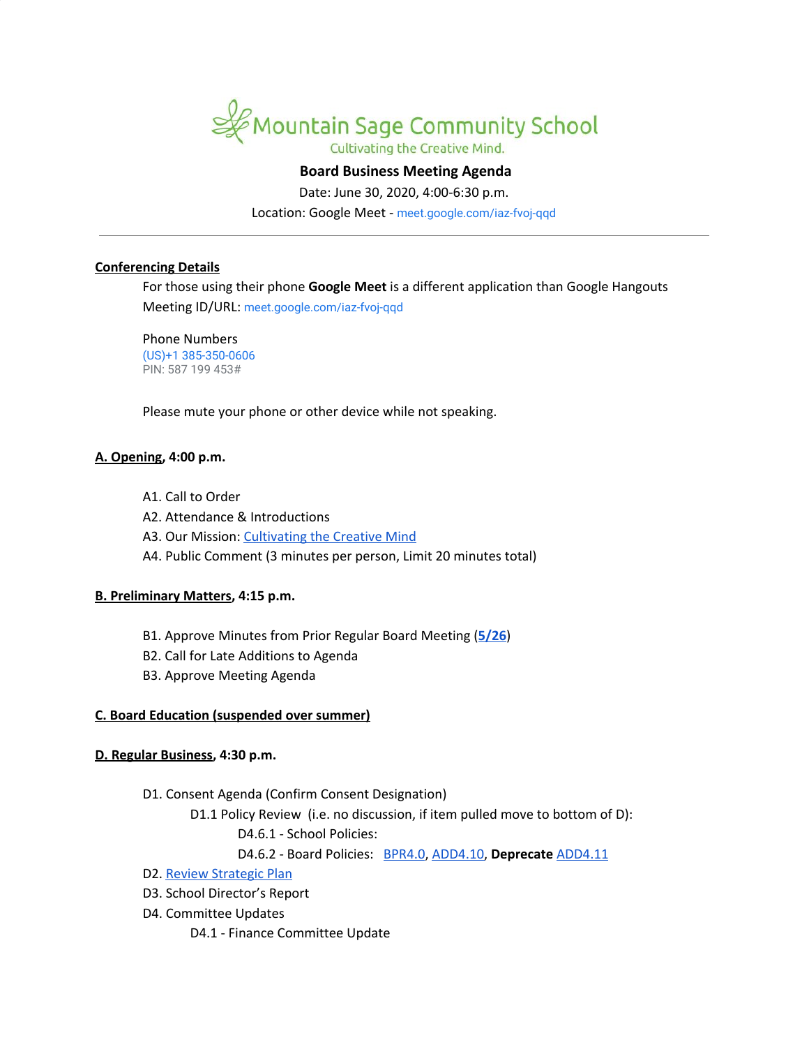# Mountain Sage Community School

Cultivating the Creative Mind.

## Board Business Meeting Agenda

Date: June 30, 2020, 4:00-6:30 p.m.

Location: Google Meet - meet.google.com/iaz-fvoj-qqd

---

**Conferencing Details**

For those using their phone **Google Meet** is a different application than Google Hangouts

Meeting ID/URL: meet.google.com/iaz-fvoj-qqd

Phone Numbers
(US)+1 385-350-0606
PIN: 587 199 453#

Please mute your phone or other device while not speaking.

**A. Opening, 4:00 p.m.**

- A1. Call to Order
- A2. Attendance & Introductions
- A3. Our Mission: Cultivating the Creative Mind
- A4. Public Comment (3 minutes per person, Limit 20 minutes total)

**B. Preliminary Matters, 4:15 p.m.**

- B1. Approve Minutes from Prior Regular Board Meeting (**5/26**)
- B2. Call for Late Additions to Agenda
- B3. Approve Meeting Agenda

**C. Board Education (suspended over summer)**

**D. Regular Business, 4:30 p.m.**

- D1. Consent Agenda (Confirm Consent Designation)
  - D1.1 Policy Review (i.e. no discussion, if item pulled move to bottom of D):
    - D4.6.1 - School Policies:
    - D4.6.2 - Board Policies: BPR4.0, ADD4.10, **Deprecate** ADD4.11
- D2. Review Strategic Plan
- D3. School Director's Report
- D4. Committee Updates
  - D4.1 - Finance Committee Update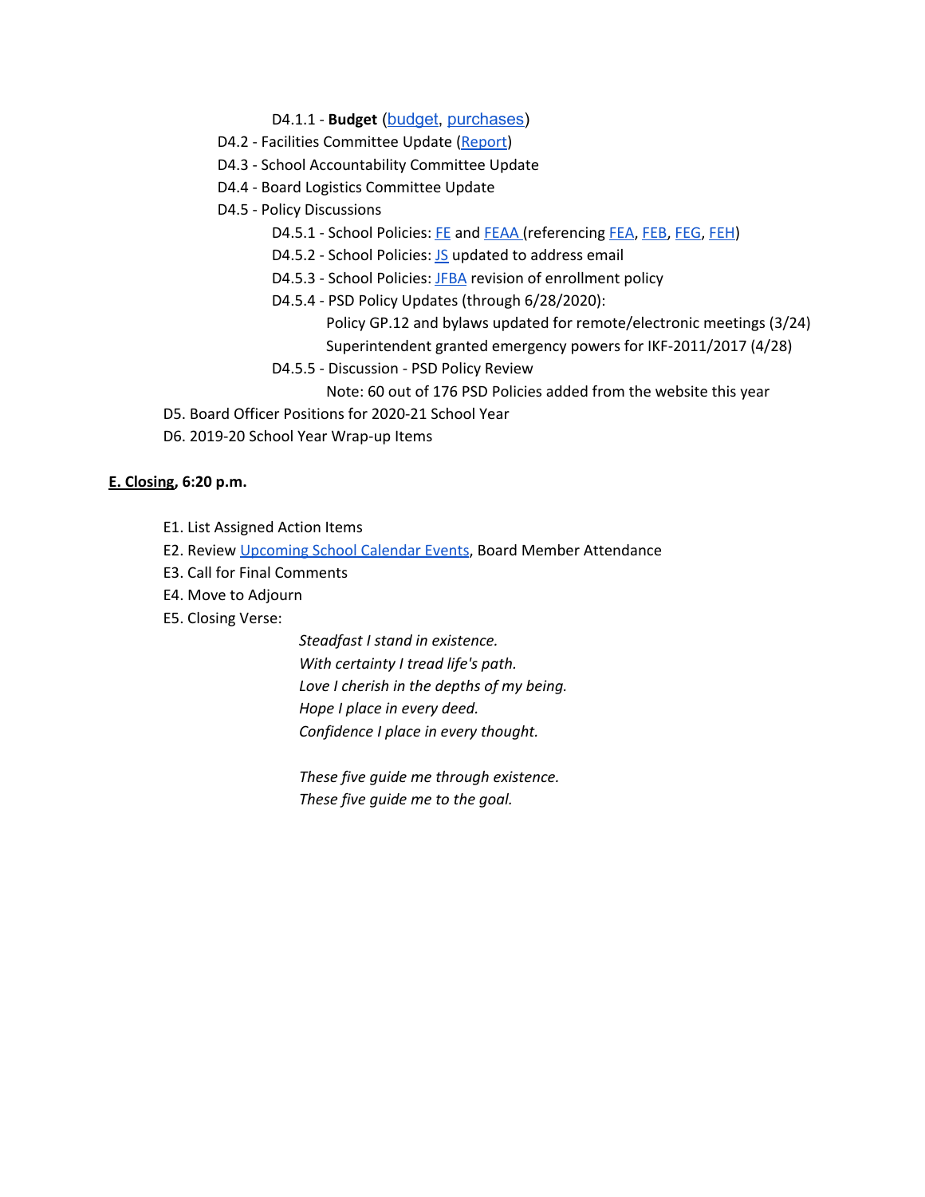- D4.1.1 - **Budget** (budget, purchases)
- D4.2 - Facilities Committee Update (Report)
- D4.3 - School Accountability Committee Update
- D4.4 - Board Logistics Committee Update
- D4.5 - Policy Discussions
  - D4.5.1 - School Policies: FE and FEAA (referencing FEA, FEB, FEG, FEH)
  - D4.5.2 - School Policies: JS updated to address email
  - D4.5.3 - School Policies: JFBA revision of enrollment policy
  - D4.5.4 - PSD Policy Updates (through 6/28/2020):
    - Policy GP.12 and bylaws updated for remote/electronic meetings (3/24)
    - Superintendent granted emergency powers for IKF-2011/2017 (4/28)
  - D4.5.5 - Discussion - PSD Policy Review
    - Note: 60 out of 176 PSD Policies added from the website this year
- D5. Board Officer Positions for 2020-21 School Year
- D6. 2019-20 School Year Wrap-up Items

**E. Closing, 6:20 p.m.**

- E1. List Assigned Action Items
- E2. Review Upcoming School Calendar Events, Board Member Attendance
- E3. Call for Final Comments
- E4. Move to Adjourn
- E5. Closing Verse:

*Steadfast I stand in existence.*
*With certainty I tread life's path.*
*Love I cherish in the depths of my being.*
*Hope I place in every deed.*
*Confidence I place in every thought.*

*These five guide me through existence.*
*These five guide me to the goal.*